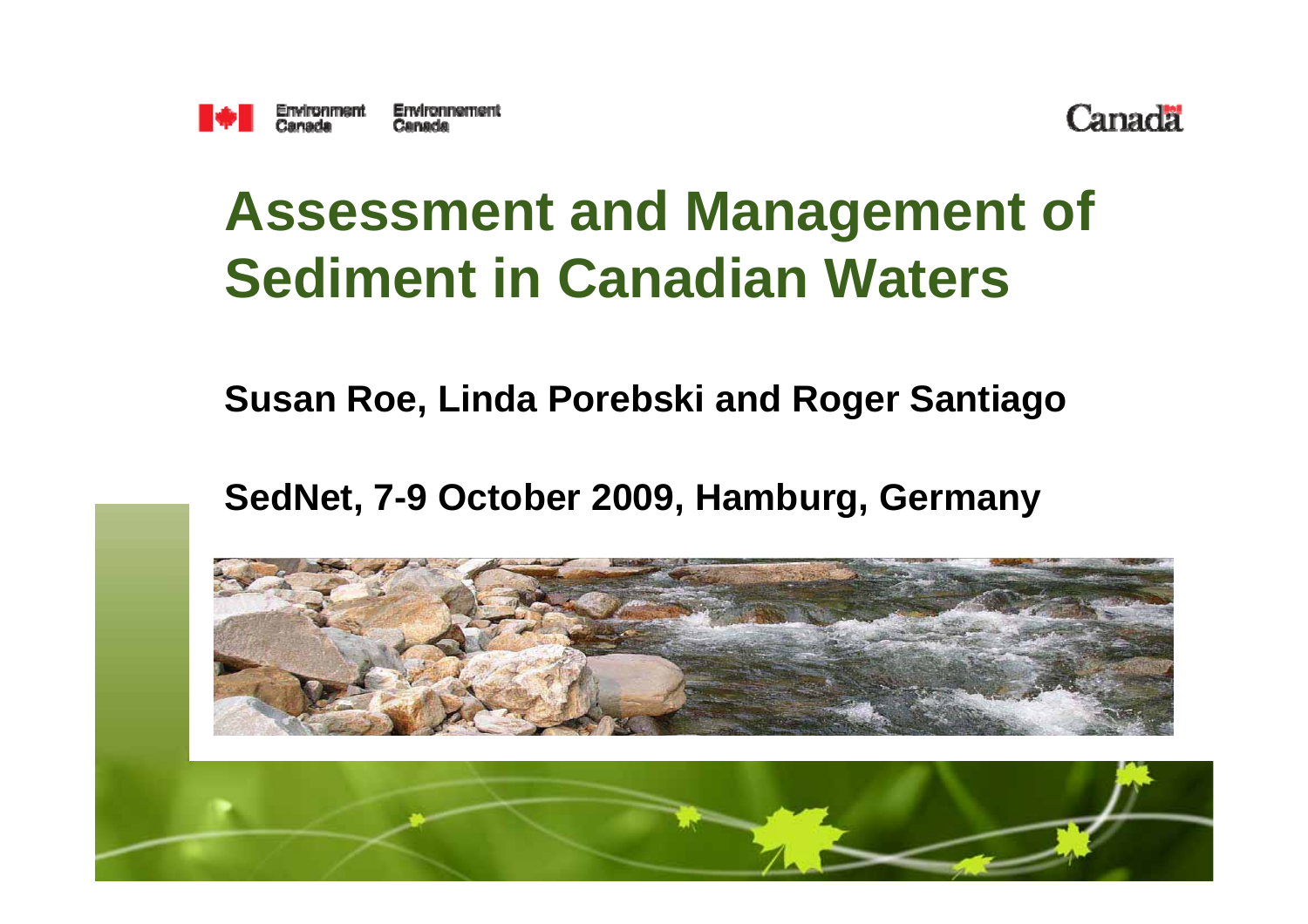Environment Canada Environnement Canada

Canada

# Assessment and Management of Sediment in Canadian Waters

**Susan Roe, Linda Porebski and Roger Santiago**

**SedNet, 7-9 October 2009, Hamburg, Germany**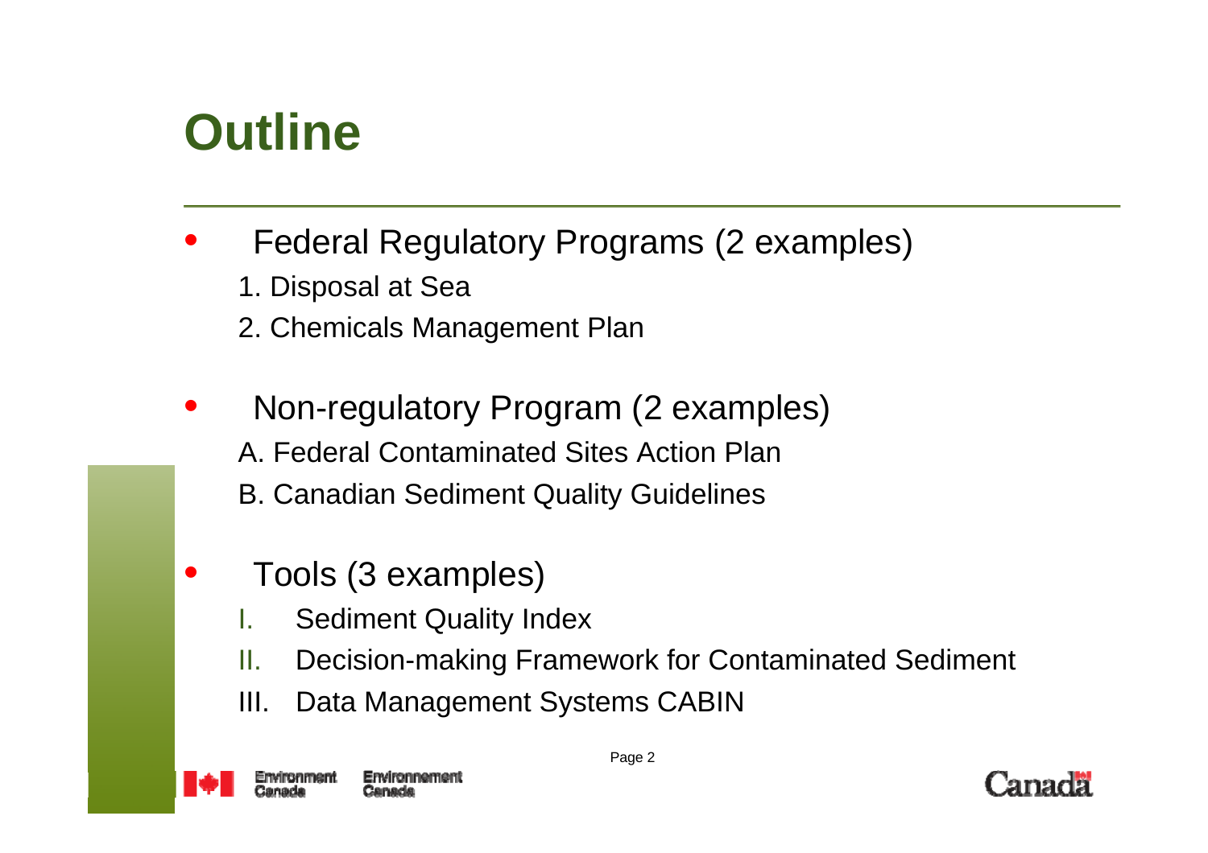# Outline

- Federal Regulatory Programs (2 examples)
  1. Disposal at Sea
  2. Chemicals Management Plan

- Non-regulatory Program (2 examples)
  A. Federal Contaminated Sites Action Plan
  B. Canadian Sediment Quality Guidelines

- Tools (3 examples)
  I. Sediment Quality Index
  II. Decision-making Framework for Contaminated Sediment
  III. Data Management Systems CABIN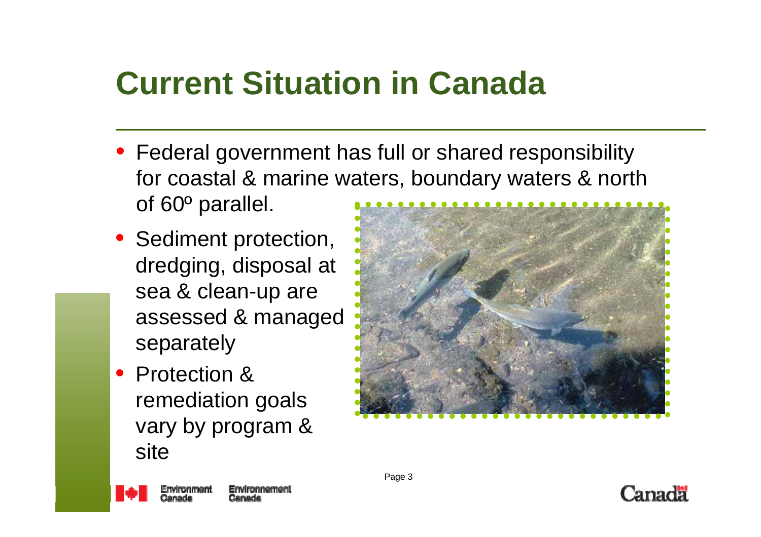# Current Situation in Canada

- Federal government has full or shared responsibility for coastal & marine waters, boundary waters & north of 60º parallel.
- Sediment protection, dredging, disposal at sea & clean-up are assessed & managed separately
- Protection & remediation goals vary by program & site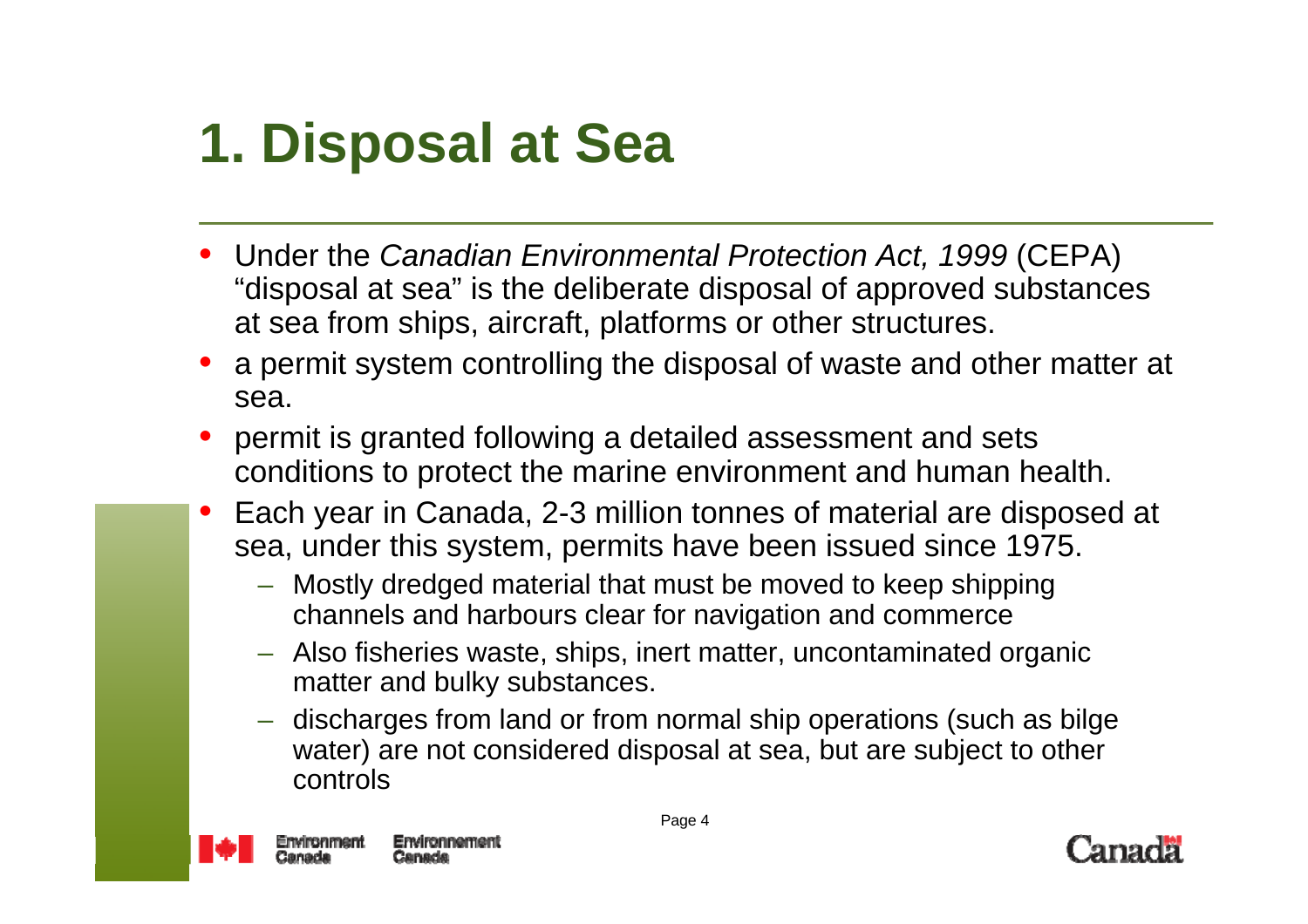# 1. Disposal at Sea

- Under the *Canadian Environmental Protection Act, 1999* (CEPA) "disposal at sea" is the deliberate disposal of approved substances at sea from ships, aircraft, platforms or other structures.
- a permit system controlling the disposal of waste and other matter at sea.
- permit is granted following a detailed assessment and sets conditions to protect the marine environment and human health.
- Each year in Canada, 2-3 million tonnes of material are disposed at sea, under this system, permits have been issued since 1975.
  - Mostly dredged material that must be moved to keep shipping channels and harbours clear for navigation and commerce
  - Also fisheries waste, ships, inert matter, uncontaminated organic matter and bulky substances.
  - discharges from land or from normal ship operations (such as bilge water) are not considered disposal at sea, but are subject to other controls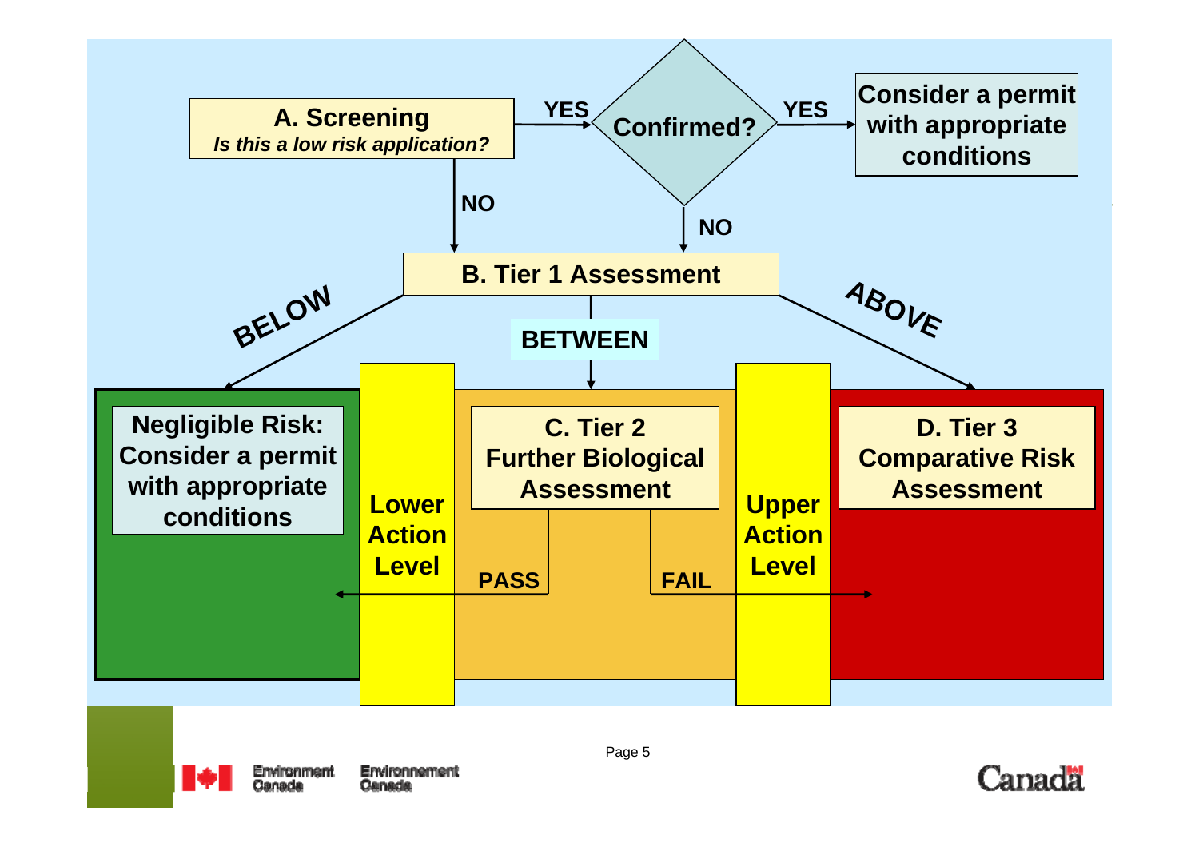**A. Screening**
*Is this a low risk application?*

YES → **Confirmed?**

- YES → **Consider a permit with appropriate conditions**
- NO → **B. Tier 1 Assessment**

A. Screening: NO → **B. Tier 1 Assessment**

**B. Tier 1 Assessment**

- **BELOW** → **Negligible Risk: Consider a permit with appropriate conditions**
- **BETWEEN** → **C. Tier 2 Further Biological Assessment**
- **ABOVE** → **D. Tier 3 Comparative Risk Assessment**

**Lower Action Level**

**Upper Action Level**

**C. Tier 2 Further Biological Assessment**

- **PASS** → Negligible Risk
- **FAIL** → D. Tier 3 Comparative Risk Assessment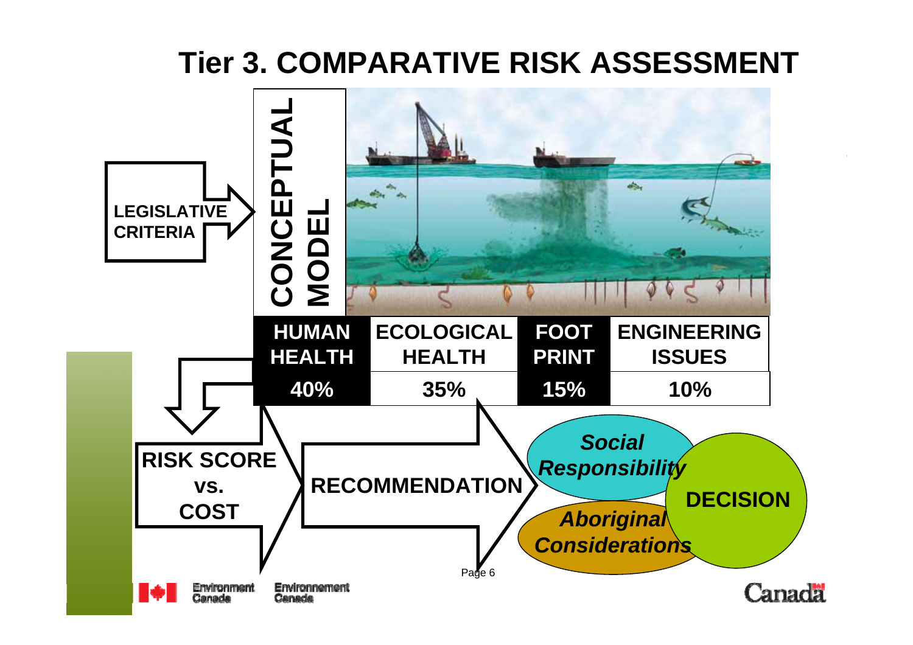# Tier 3. COMPARATIVE RISK ASSESSMENT

LEGISLATIVE CRITERIA

CONCEPTUAL MODEL

| HUMAN HEALTH | ECOLOGICAL HEALTH | FOOT PRINT | ENGINEERING ISSUES |
|---|---|---|---|
| 40% | 35% | 15% | 10% |

RISK SCORE vs. COST

RECOMMENDATION

*Social Responsibility*

*Aboriginal Considerations*

DECISION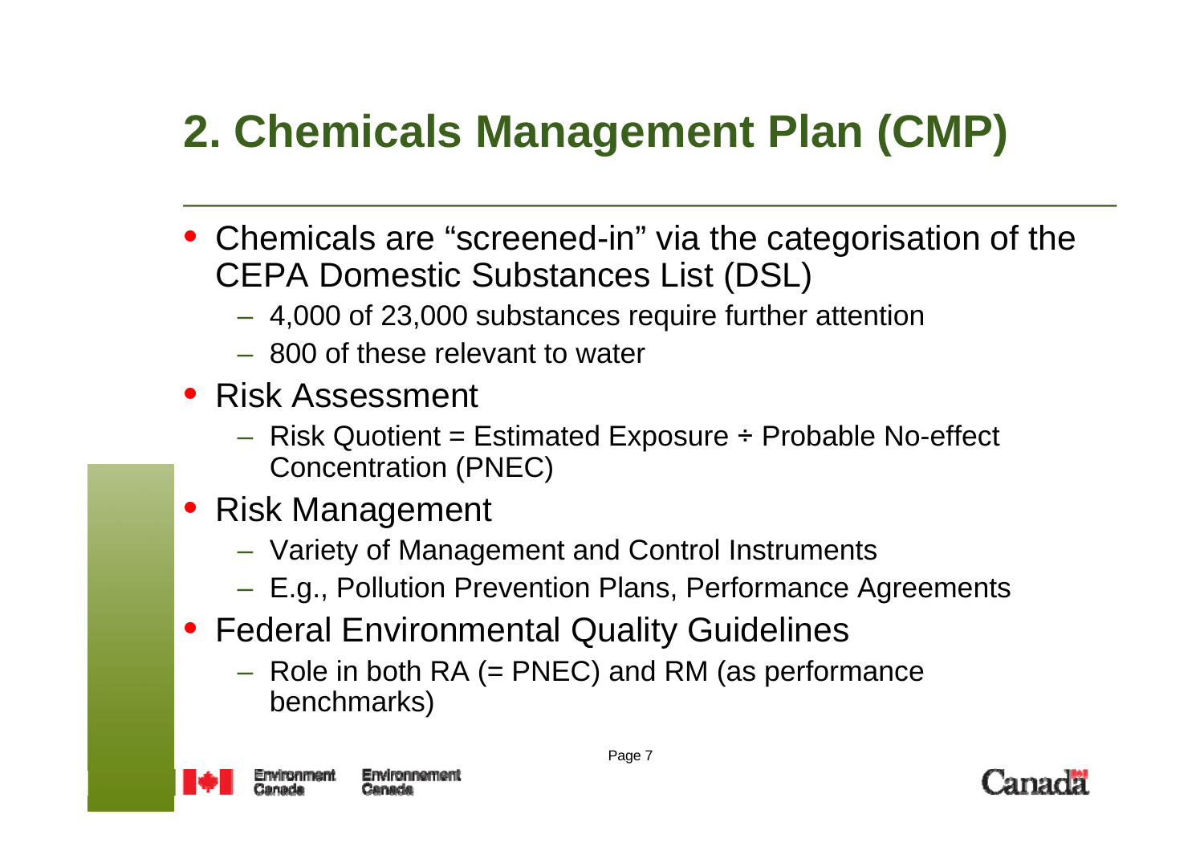# 2. Chemicals Management Plan (CMP)

- Chemicals are "screened-in" via the categorisation of the CEPA Domestic Substances List (DSL)
  - 4,000 of 23,000 substances require further attention
  - 800 of these relevant to water
- Risk Assessment
  - Risk Quotient = Estimated Exposure ÷ Probable No-effect Concentration (PNEC)
- Risk Management
  - Variety of Management and Control Instruments
  - E.g., Pollution Prevention Plans, Performance Agreements
- Federal Environmental Quality Guidelines
  - Role in both RA (= PNEC) and RM (as performance benchmarks)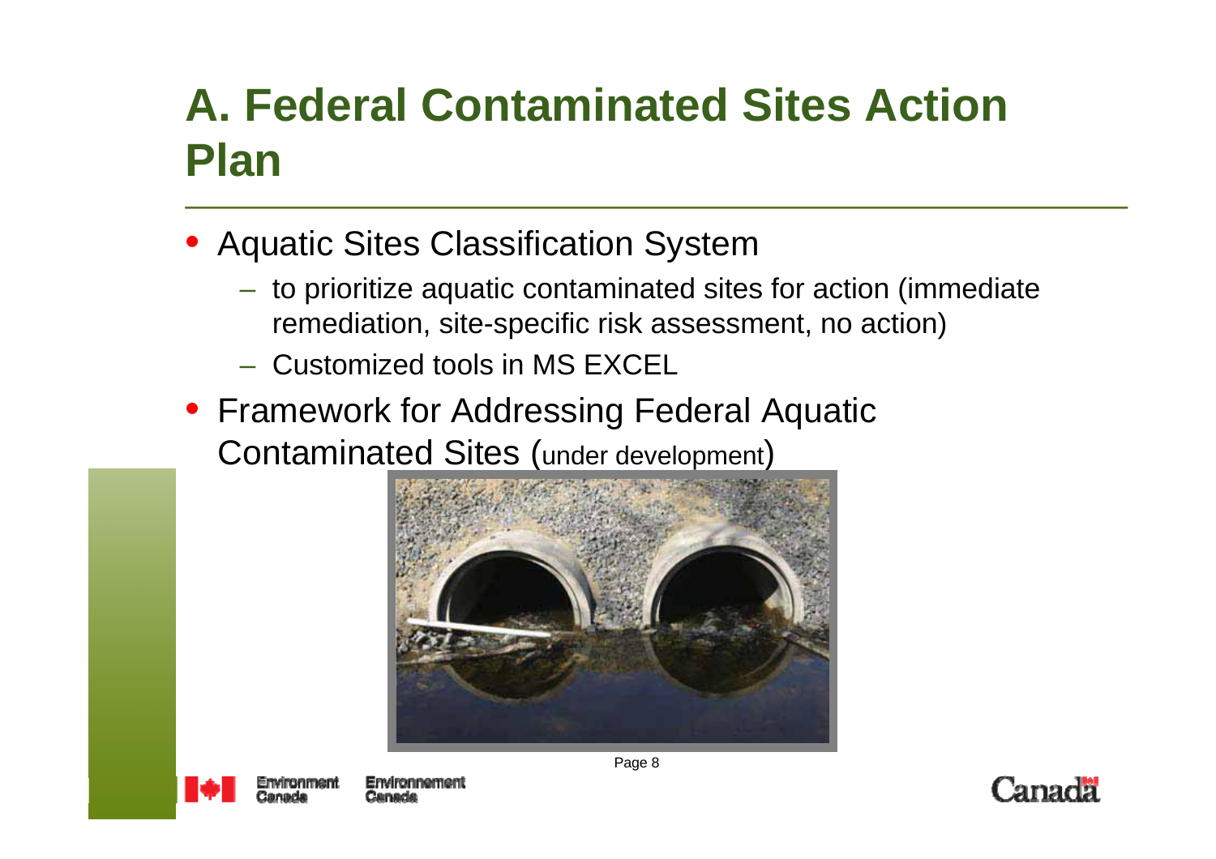# A. Federal Contaminated Sites Action Plan

- Aquatic Sites Classification System
  - to prioritize aquatic contaminated sites for action (immediate remediation, site-specific risk assessment, no action)
  - Customized tools in MS EXCEL
- Framework for Addressing Federal Aquatic Contaminated Sites (under development)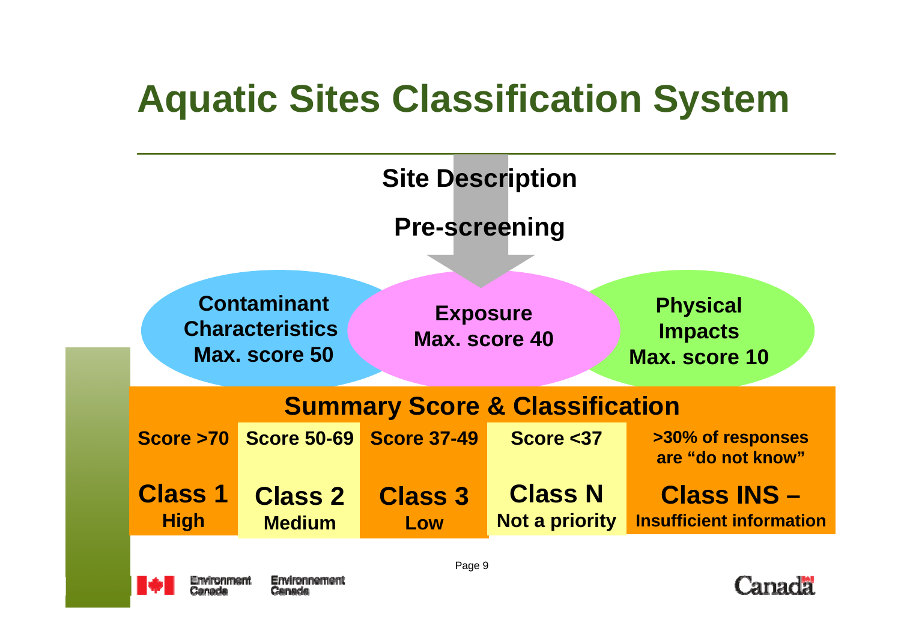# Aquatic Sites Classification System

**Site Description**

**Pre-screening**

**Contaminant Characteristics**
**Max. score 50**

**Exposure**
**Max. score 40**

**Physical Impacts**
**Max. score 10**

## Summary Score & Classification

| Score >70 | Score 50-69 | Score 37-49 | Score <37 | >30% of responses are "do not know" |
|---|---|---|---|---|
| **Class 1** High | **Class 2** Medium | **Class 3** Low | **Class N** Not a priority | **Class INS –** Insufficient information |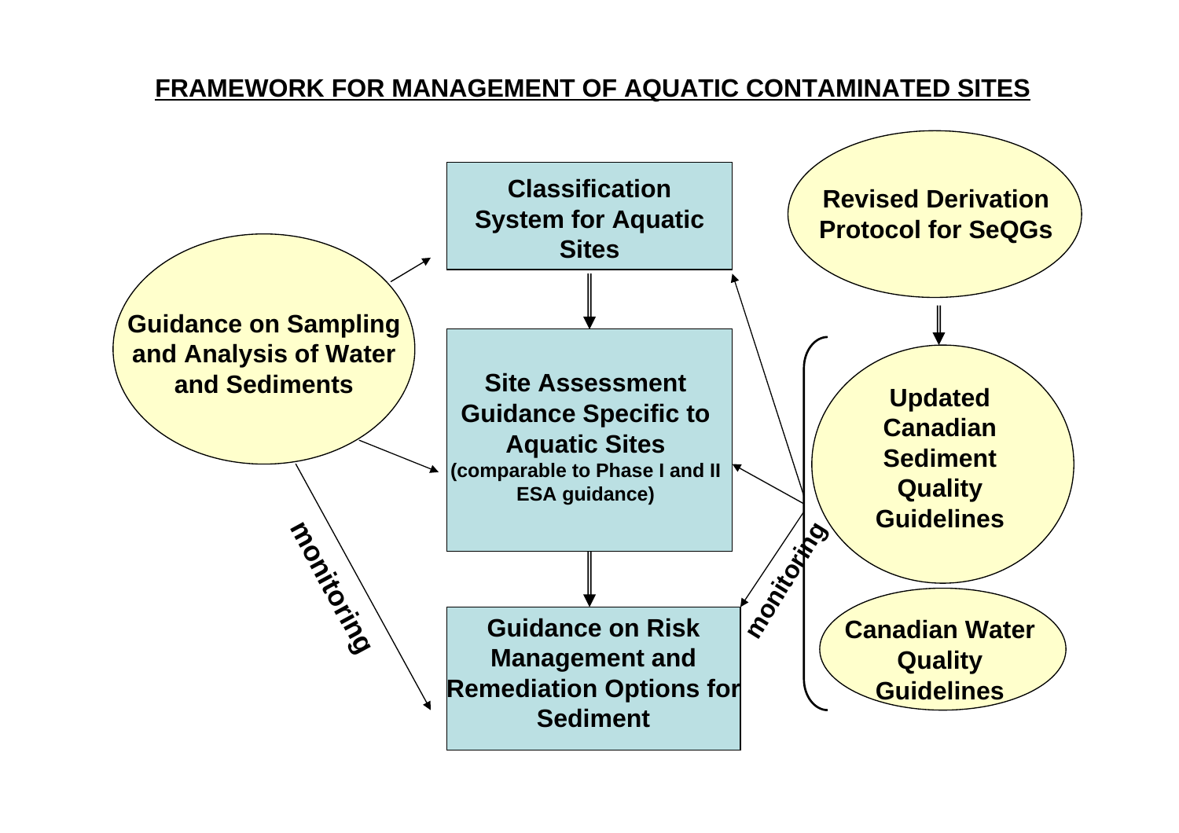## FRAMEWORK FOR MANAGEMENT OF AQUATIC CONTAMINATED SITES

**Guidance on Sampling and Analysis of Water and Sediments**

**Classification System for Aquatic Sites**

**Site Assessment Guidance Specific to Aquatic Sites**
**(comparable to Phase I and II ESA guidance)**

**Guidance on Risk Management and Remediation Options for Sediment**

**Revised Derivation Protocol for SeQGs**

**Updated Canadian Sediment Quality Guidelines**

**Canadian Water Quality Guidelines**

**monitoring**

**monitoring**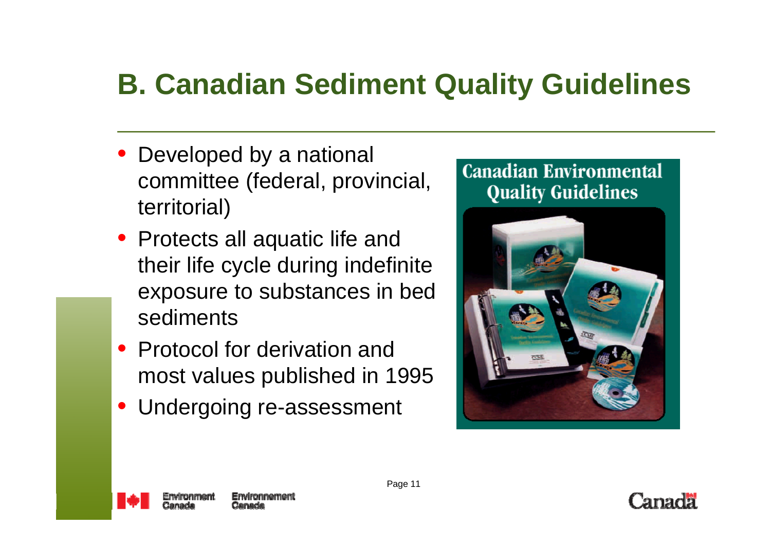# B. Canadian Sediment Quality Guidelines

- Developed by a national committee (federal, provincial, territorial)
- Protects all aquatic life and their life cycle during indefinite exposure to substances in bed sediments
- Protocol for derivation and most values published in 1995
- Undergoing re-assessment

Canadian Environmental Quality Guidelines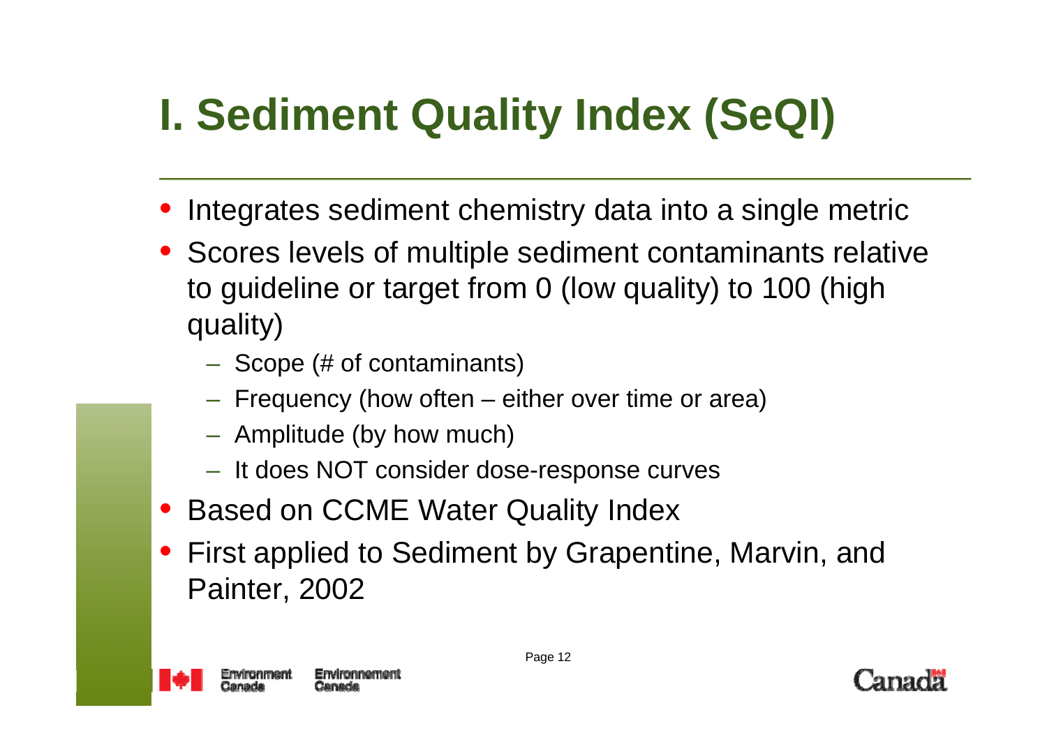# I. Sediment Quality Index (SeQI)

- Integrates sediment chemistry data into a single metric
- Scores levels of multiple sediment contaminants relative to guideline or target from 0 (low quality) to 100 (high quality)
  - Scope (# of contaminants)
  - Frequency (how often – either over time or area)
  - Amplitude (by how much)
  - It does NOT consider dose-response curves
- Based on CCME Water Quality Index
- First applied to Sediment by Grapentine, Marvin, and Painter, 2002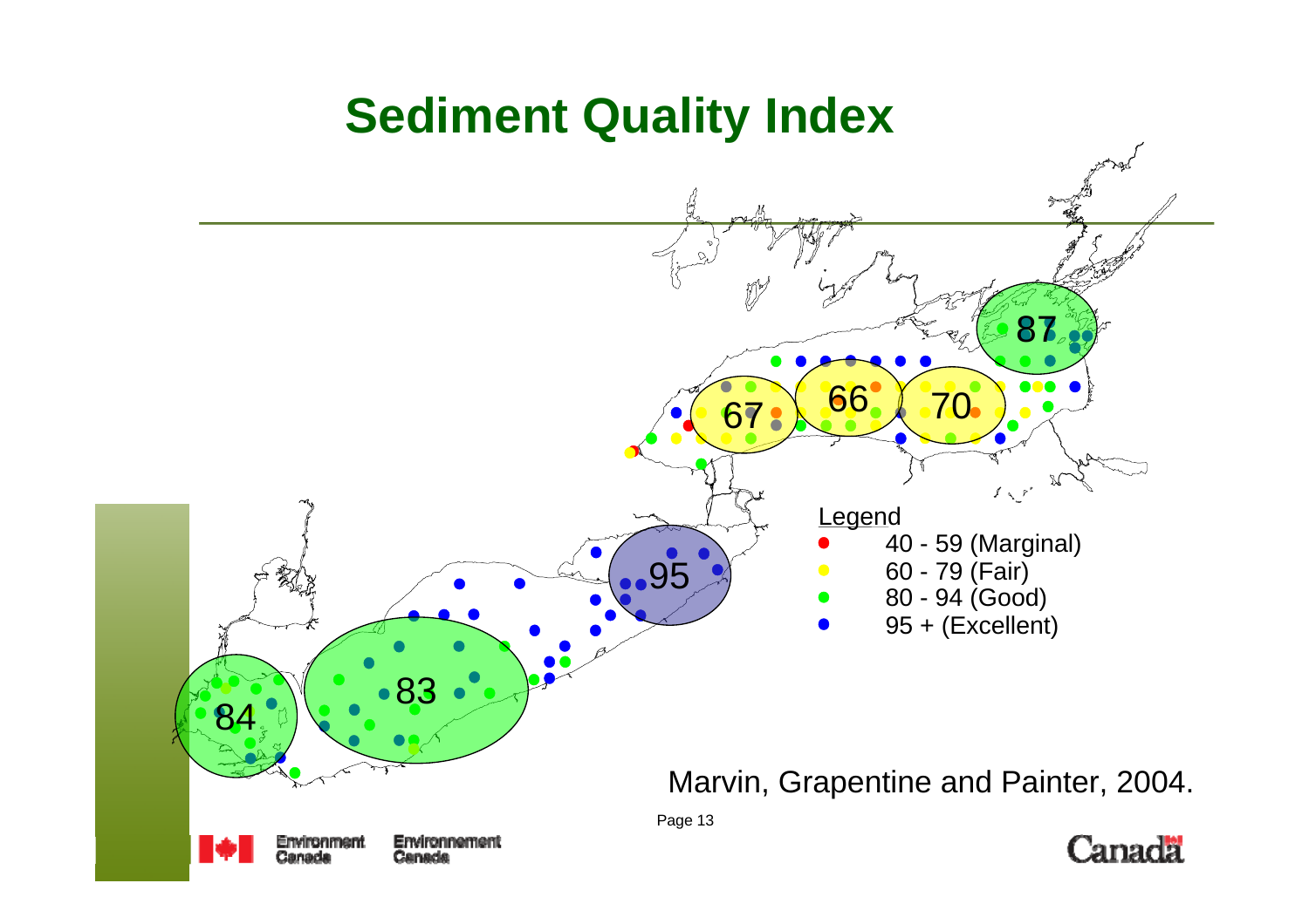# Sediment Quality Index

Legend
- 40 - 59 (Marginal)
- 60 - 79 (Fair)
- 80 - 94 (Good)
- 95 + (Excellent)

84 83 95 67 66 70 87

Marvin, Grapentine and Painter, 2004.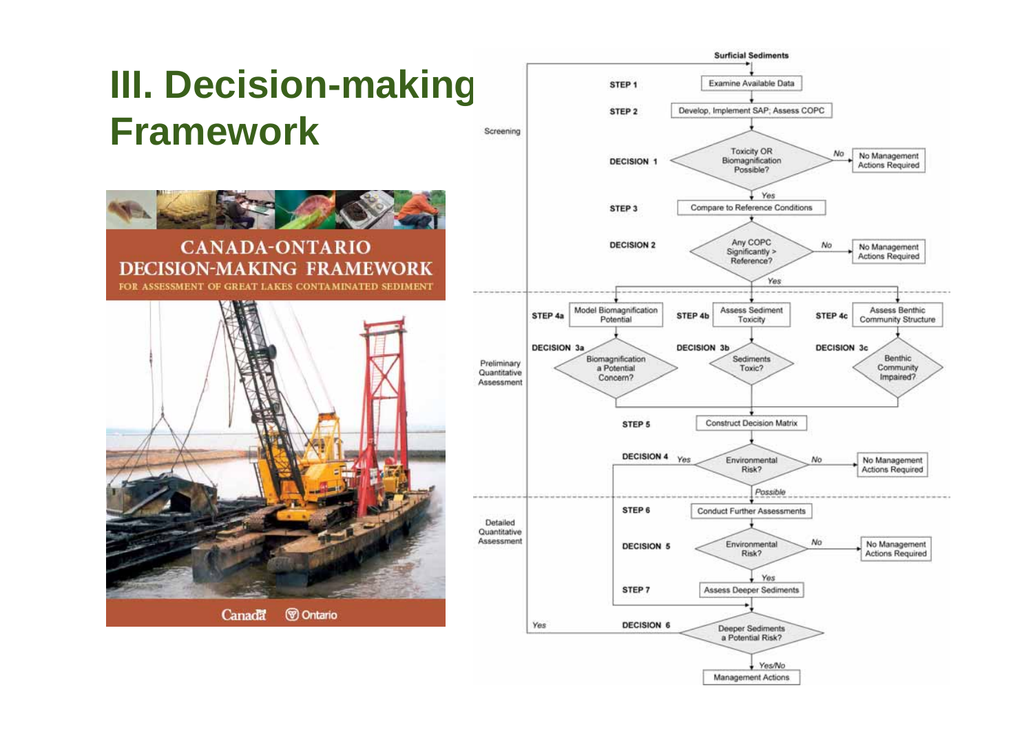# III. Decision-making Framework

CANADA-ONTARIO DECISION-MAKING FRAMEWORK

FOR ASSESSMENT OF GREAT LAKES CONTAMINATED SEDIMENT

Canada Ontario

Surficial Sediments

Screening

STEP 1 Examine Available Data

STEP 2 Develop, Implement SAP; Assess COPC

DECISION 1 Toxicity OR Biomagnification Possible? — No → No Management Actions Required; Yes ↓

STEP 3 Compare to Reference Conditions

DECISION 2 Any COPC Significantly > Reference? — No → No Management Actions Required; Yes ↓

Preliminary Quantitative Assessment

STEP 4a Model Biomagnification Potential

STEP 4b Assess Sediment Toxicity

STEP 4c Assess Benthic Community Structure

DECISION 3a Biomagnification a Potential Concern?

DECISION 3b Sediments Toxic?

DECISION 3c Benthic Community Impaired?

STEP 5 Construct Decision Matrix

DECISION 4 Environmental Risk? — Yes; No → No Management Actions Required; Possible ↓

Detailed Quantitative Assessment

STEP 6 Conduct Further Assessments

DECISION 5 Environmental Risk? — No → No Management Actions Required; Yes ↓

STEP 7 Assess Deeper Sediments

DECISION 6 Deeper Sediments a Potential Risk? — Yes; Yes/No ↓

Management Actions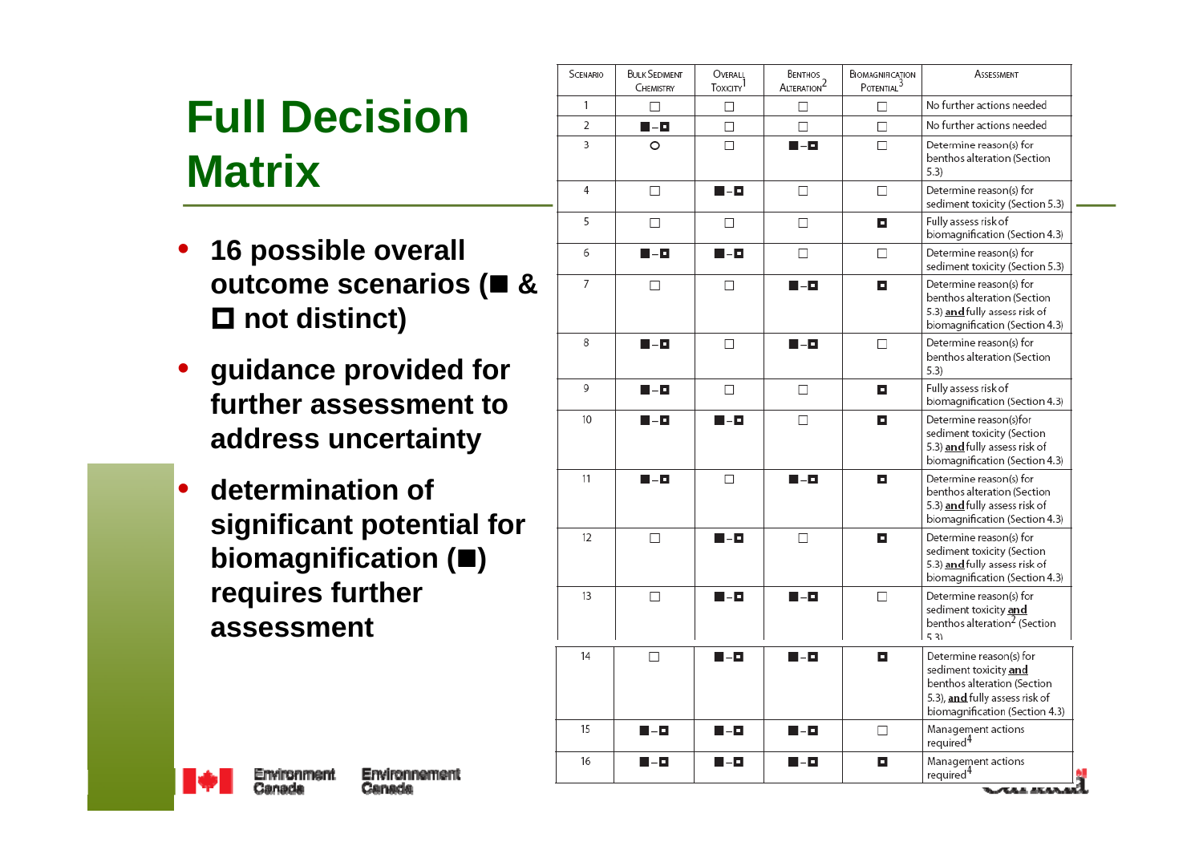# Full Decision Matrix

- **16 possible overall outcome scenarios (■ & ◘ not distinct)**
- **guidance provided for further assessment to address uncertainty**
- **determination of significant potential for biomagnification (■) requires further assessment**

| Scenario | Bulk Sediment Chemistry | Overall Toxicity[1] | Benthos Alteration[2] | Biomagnification Potential[3] | Assessment |
|---|---|---|---|---|---|
| 1 | □ | □ | □ | □ | No further actions needed |
| 2 | ■–◘ | □ | □ | □ | No further actions needed |
| 3 | ○ | □ | ■–◘ | □ | Determine reason(s) for benthos alteration (Section 5.3) |
| 4 | □ | ■–◘ | □ | □ | Determine reason(s) for sediment toxicity (Section 5.3) |
| 5 | □ | □ | □ | ◘ | Fully assess risk of biomagnification (Section 4.3) |
| 6 | ■–◘ | ■–◘ | □ | □ | Determine reason(s) for sediment toxicity (Section 5.3) |
| 7 | □ | □ | ■–◘ | ◘ | Determine reason(s) for benthos alteration (Section 5.3) **and** fully assess risk of biomagnification (Section 4.3) |
| 8 | ■–◘ | □ | ■–◘ | □ | Determine reason(s) for benthos alteration (Section 5.3) |
| 9 | ■–◘ | □ | □ | ◘ | Fully assess risk of biomagnification (Section 4.3) |
| 10 | ■–◘ | ■–◘ | □ | ◘ | Determine reason(s)for sediment toxicity (Section 5.3) **and** fully assess risk of biomagnification (Section 4.3) |
| 11 | ■–◘ | □ | ■–◘ | ◘ | Determine reason(s) for benthos alteration (Section 5.3) **and** fully assess risk of biomagnification (Section 4.3) |
| 12 | □ | ■–◘ | □ | ◘ | Determine reason(s) for sediment toxicity (Section 5.3) **and** fully assess risk of biomagnification (Section 4.3) |
| 13 | □ | ■–◘ | ■–◘ | □ | Determine reason(s) for sediment toxicity **and** benthos alteration[2] (Section 5.3) |
| 14 | □ | ■–◘ | ■–◘ | ◘ | Determine reason(s) for sediment toxicity **and** benthos alteration (Section 5.3), **and** fully assess risk of biomagnification (Section 4.3) |
| 15 | ■–◘ | ■–◘ | ■–◘ | □ | Management actions required[4] |
| 16 | ■–◘ | ■–◘ | ■–◘ | ◘ | Management actions required[4] |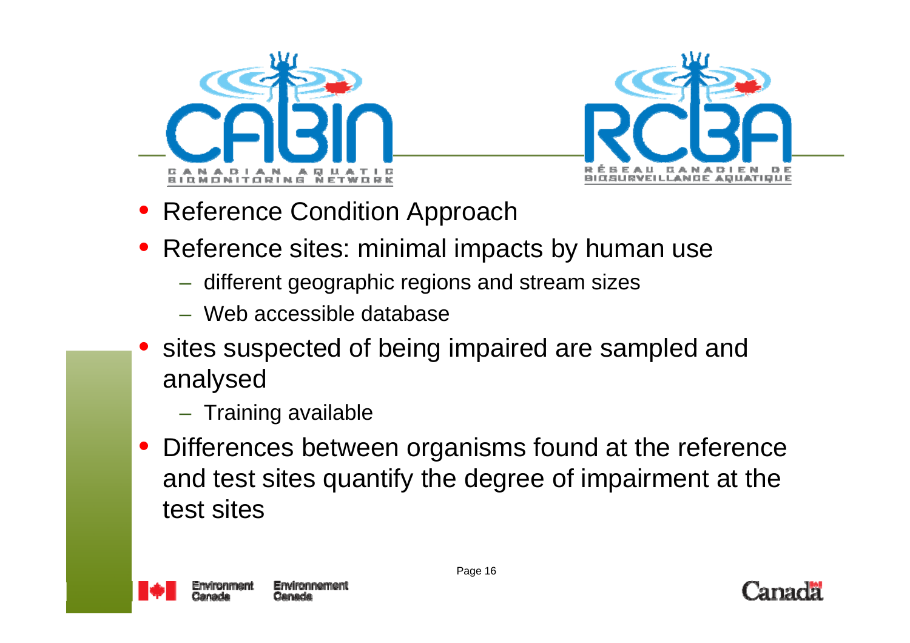CABIN — CANADIAN AQUATIC BIOMONITORING NETWORK

RCBA — RÉSEAU CANADIEN DE BIOSURVEILLANCE AQUATIQUE

- Reference Condition Approach
- Reference sites: minimal impacts by human use
  - different geographic regions and stream sizes
  - Web accessible database
- sites suspected of being impaired are sampled and analysed
  - Training available
- Differences between organisms found at the reference and test sites quantify the degree of impairment at the test sites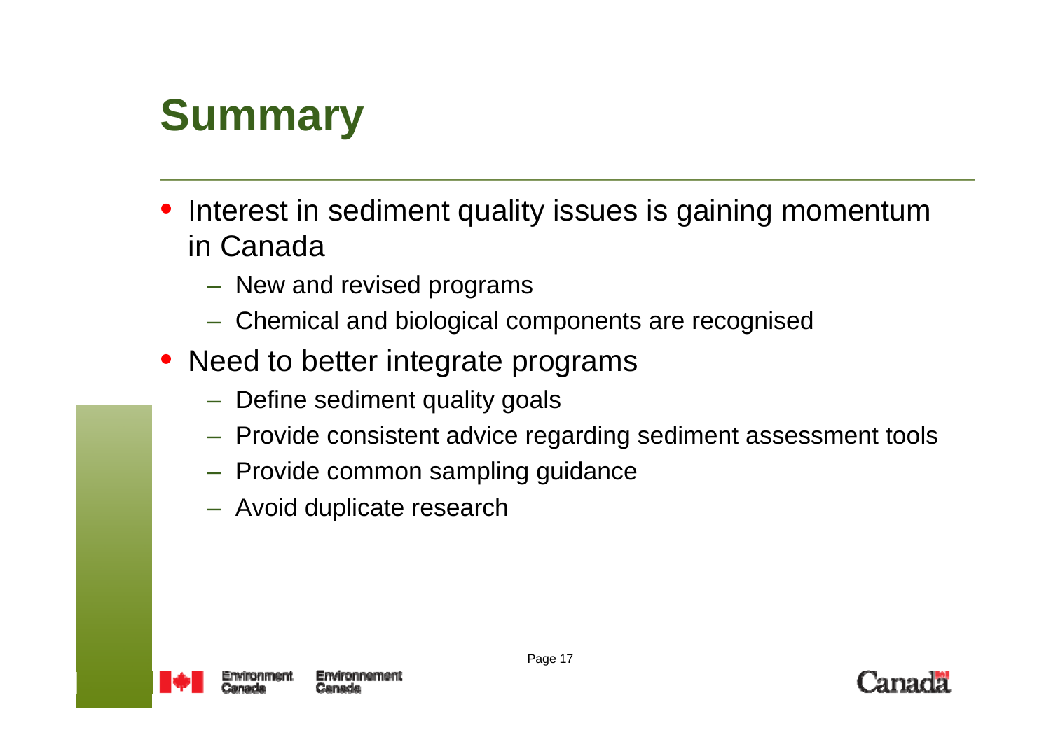# Summary

- Interest in sediment quality issues is gaining momentum in Canada
  - New and revised programs
  - Chemical and biological components are recognised
- Need to better integrate programs
  - Define sediment quality goals
  - Provide consistent advice regarding sediment assessment tools
  - Provide common sampling guidance
  - Avoid duplicate research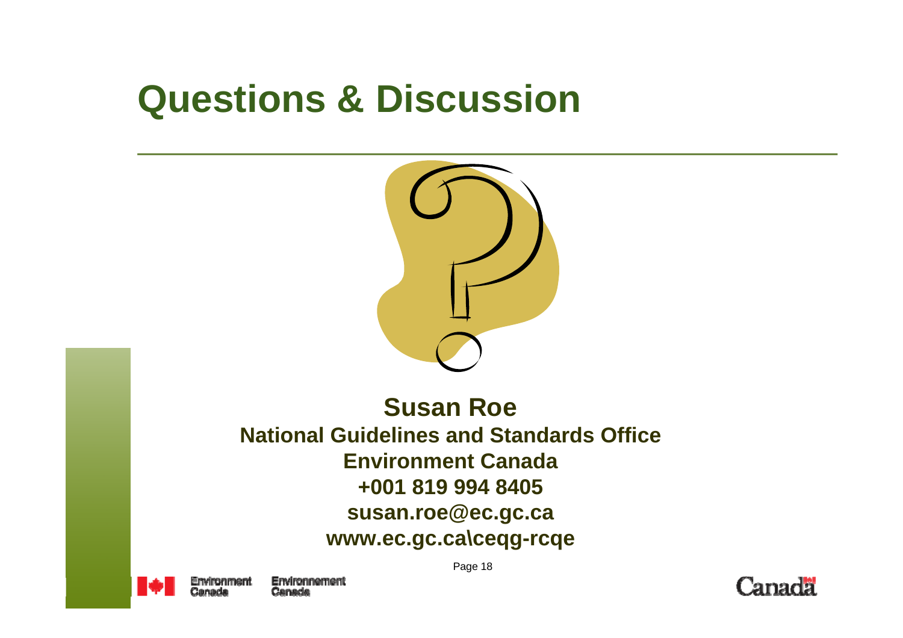# Questions & Discussion

**Susan Roe**
**National Guidelines and Standards Office**
**Environment Canada**
**+001 819 994 8405**
**susan.roe@ec.gc.ca**
**www.ec.gc.ca\ceqg-rcqe**